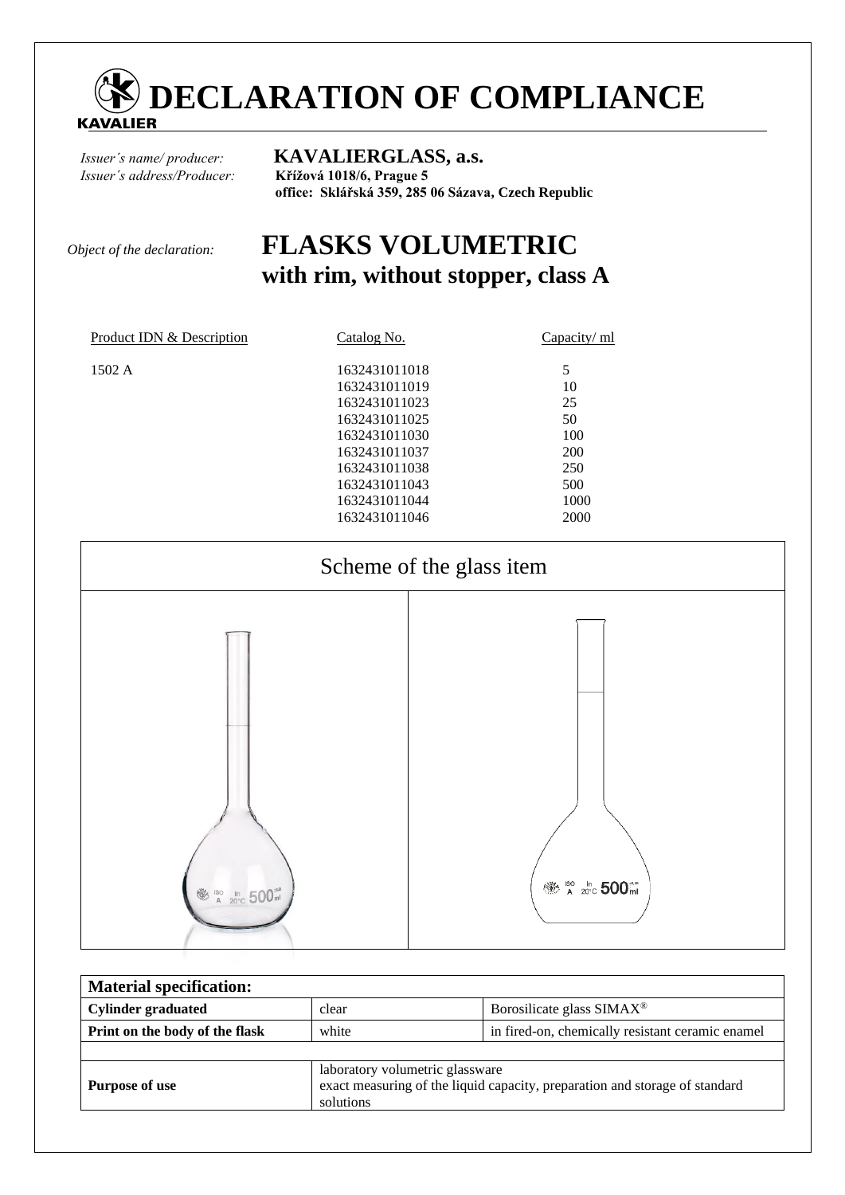# DECLARATION OF COMPLIANCE

KAVALIER

*Issuer´s name/ producer:* **KAVALIERGLASS, a.s.**
*Issuer´s address/Producer:* **Křížová 1018/6, Prague 5**
**office: Sklářská 359, 285 06 Sázava, Czech Republic**

*Object of the declaration:* **FLASKS VOLUMETRIC with rim, without stopper, class A**

| Product IDN & Description | Catalog No. | Capacity/ ml |
|---|---|---|
| 1502 A | 1632431011018 | 5 |
| | 1632431011019 | 10 |
| | 1632431011023 | 25 |
| | 1632431011025 | 50 |
| | 1632431011030 | 100 |
| | 1632431011037 | 200 |
| | 1632431011038 | 250 |
| | 1632431011043 | 500 |
| | 1632431011044 | 1000 |
| | 1632431011046 | 2000 |

Scheme of the glass item

ISO A In 20°C 500 ml

ISO A In 20°C 500 ml

| Material specification: | | |
|---|---|---|
| **Cylinder graduated** | clear | Borosilicate glass SIMAX® |
| **Print on the body of the flask** | white | in fired-on, chemically resistant ceramic enamel |
| | | |
| **Purpose of use** | laboratory volumetric glassware<br>exact measuring of the liquid capacity, preparation and storage of standard solutions | |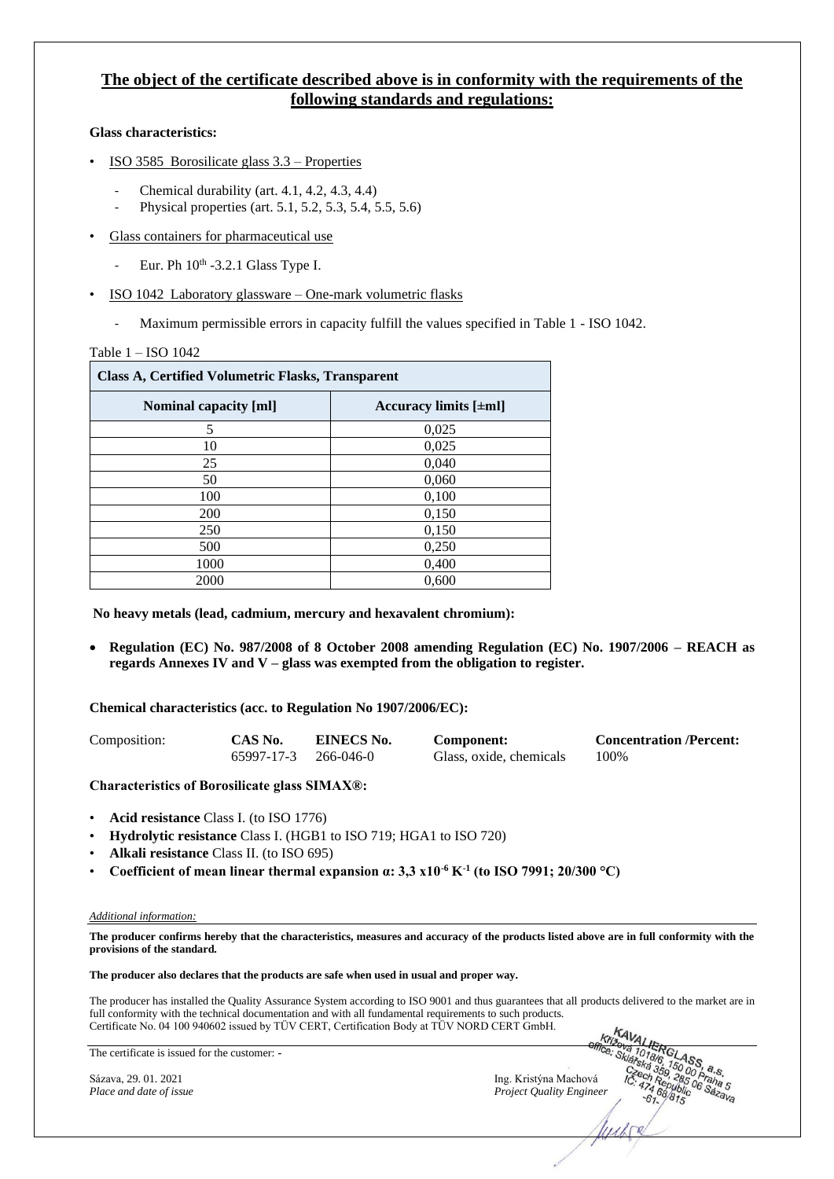## The object of the certificate described above is in conformity with the requirements of the following standards and regulations:

**Glass characteristics:**

- ISO 3585 Borosilicate glass 3.3 – Properties
  - Chemical durability (art. 4.1, 4.2, 4.3, 4.4)
  - Physical properties (art. 5.1, 5.2, 5.3, 5.4, 5.5, 5.6)
- Glass containers for pharmaceutical use
  - Eur. Ph $10^{th}$ -3.2.1 Glass Type I.
- ISO 1042 Laboratory glassware – One-mark volumetric flasks
  - Maximum permissible errors in capacity fulfill the values specified in Table 1 - ISO 1042.

Table 1 – ISO 1042

| Class A, Certified Volumetric Flasks, Transparent | |
|---|---|
| **Nominal capacity [ml]** | **Accuracy limits [±ml]** |
| 5 | 0,025 |
| 10 | 0,025 |
| 25 | 0,040 |
| 50 | 0,060 |
| 100 | 0,100 |
| 200 | 0,150 |
| 250 | 0,150 |
| 500 | 0,250 |
| 1000 | 0,400 |
| 2000 | 0,600 |

**No heavy metals (lead, cadmium, mercury and hexavalent chromium):**

- **Regulation (EC) No. 987/2008 of 8 October 2008 amending Regulation (EC) No. 1907/2006 – REACH as regards Annexes IV and V – glass was exempted from the obligation to register.**

**Chemical characteristics (acc. to Regulation No 1907/2006/EC):**

| Composition: | CAS No. | EINECS No. | Component: | Concentration /Percent: |
|---|---|---|---|---|
| | 65997-17-3 | 266-046-0 | Glass, oxide, chemicals | 100% |

**Characteristics of Borosilicate glass SIMAX®:**

- **Acid resistance** Class I. (to ISO 1776)
- **Hydrolytic resistance** Class I. (HGB1 to ISO 719; HGA1 to ISO 720)
- **Alkali resistance** Class II. (to ISO 695)
- **Coefficient of mean linear thermal expansion α: 3,3 x$10^{-6}$ $K^{-1}$ (to ISO 7991; 20/300 °C)**

*Additional information:*

**The producer confirms hereby that the characteristics, measures and accuracy of the products listed above are in full conformity with the provisions of the standard.**

**The producer also declares that the products are safe when used in usual and proper way.**

The producer has installed the Quality Assurance System according to ISO 9001 and thus guarantees that all products delivered to the market are in full conformity with the technical documentation and with all fundamental requirements to such products.
Certificate No. 04 100 940602 issued by TÜV CERT, Certification Body at TÜV NORD CERT GmbH.

The certificate is issued for the customer: -

Sázava, 29. 01. 2021
*Place and date of issue*

Ing. Kristýna Machová
*Project Quality Engineer*

KAVALIERGLASS, a.s.
Křížová 1018/6, 150 00 Praha 5
office: Sklářská 359, 285 06 Sázava
Czech Republic
IČ: 474 68 815
-61-